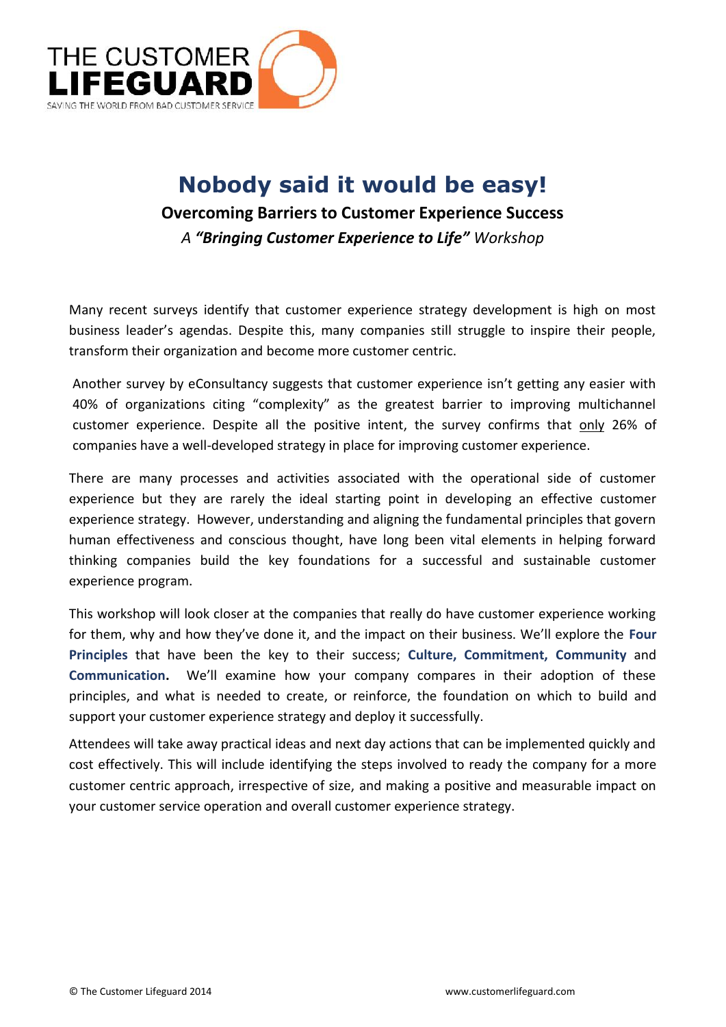THE CUSTOMER LIFEGUARD

SAVING THE WORLD FROM BAD CUSTOMER SERVICE

# Nobody said it would be easy!

## Overcoming Barriers to Customer Experience Success

*A **"Bringing Customer Experience to Life"** Workshop*

Many recent surveys identify that customer experience strategy development is high on most business leader's agendas. Despite this, many companies still struggle to inspire their people, transform their organization and become more customer centric.

Another survey by eConsultancy suggests that customer experience isn't getting any easier with 40% of organizations citing "complexity" as the greatest barrier to improving multichannel customer experience. Despite all the positive intent, the survey confirms that only 26% of companies have a well-developed strategy in place for improving customer experience.

There are many processes and activities associated with the operational side of customer experience but they are rarely the ideal starting point in developing an effective customer experience strategy. However, understanding and aligning the fundamental principles that govern human effectiveness and conscious thought, have long been vital elements in helping forward thinking companies build the key foundations for a successful and sustainable customer experience program.

This workshop will look closer at the companies that really do have customer experience working for them, why and how they've done it, and the impact on their business. We'll explore the **Four Principles** that have been the key to their success; **Culture, Commitment, Community** and **Communication.** We'll examine how your company compares in their adoption of these principles, and what is needed to create, or reinforce, the foundation on which to build and support your customer experience strategy and deploy it successfully.

Attendees will take away practical ideas and next day actions that can be implemented quickly and cost effectively. This will include identifying the steps involved to ready the company for a more customer centric approach, irrespective of size, and making a positive and measurable impact on your customer service operation and overall customer experience strategy.

© The Customer Lifeguard 2014 www.customerlifeguard.com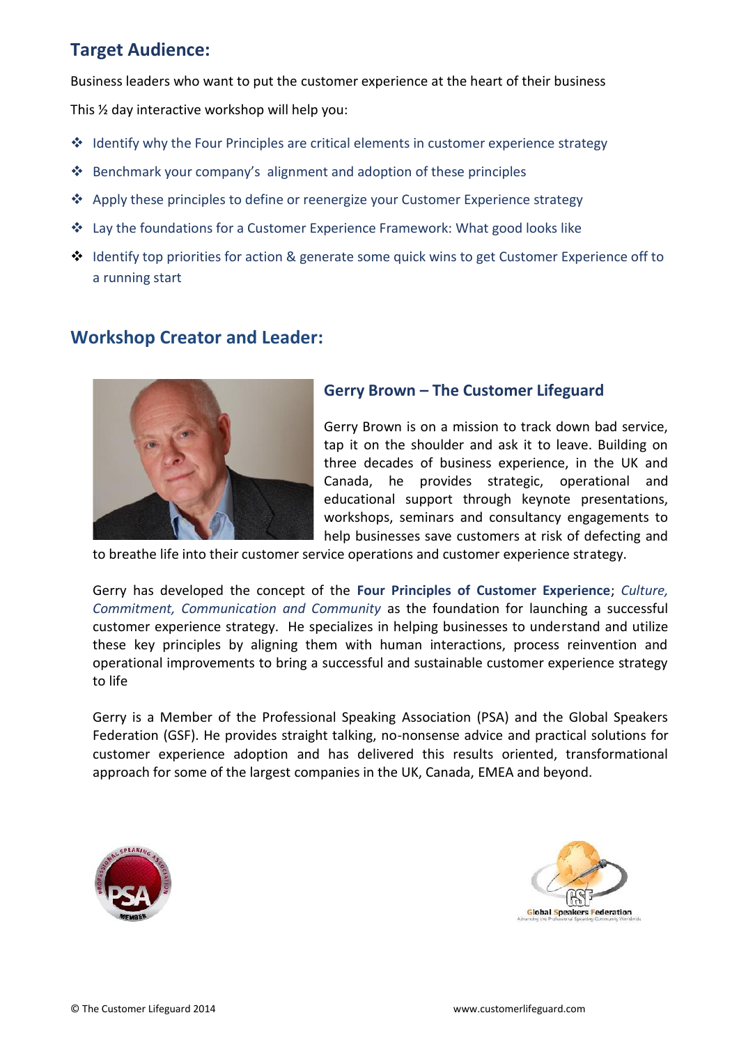## Target Audience:

Business leaders who want to put the customer experience at the heart of their business

This ½ day interactive workshop will help you:

- Identify why the Four Principles are critical elements in customer experience strategy
- Benchmark your company's alignment and adoption of these principles
- Apply these principles to define or reenergize your Customer Experience strategy
- Lay the foundations for a Customer Experience Framework: What good looks like
- Identify top priorities for action & generate some quick wins to get Customer Experience off to a running start

## Workshop Creator and Leader:

### Gerry Brown – The Customer Lifeguard

Gerry Brown is on a mission to track down bad service, tap it on the shoulder and ask it to leave. Building on three decades of business experience, in the UK and Canada, he provides strategic, operational and educational support through keynote presentations, workshops, seminars and consultancy engagements to help businesses save customers at risk of defecting and to breathe life into their customer service operations and customer experience strategy.

Gerry has developed the concept of the **Four Principles of Customer Experience**; *Culture, Commitment, Communication and Community* as the foundation for launching a successful customer experience strategy. He specializes in helping businesses to understand and utilize these key principles by aligning them with human interactions, process reinvention and operational improvements to bring a successful and sustainable customer experience strategy to life

Gerry is a Member of the Professional Speaking Association (PSA) and the Global Speakers Federation (GSF). He provides straight talking, no-nonsense advice and practical solutions for customer experience adoption and has delivered this results oriented, transformational approach for some of the largest companies in the UK, Canada, EMEA and beyond.

© The Customer Lifeguard 2014 www.customerlifeguard.com